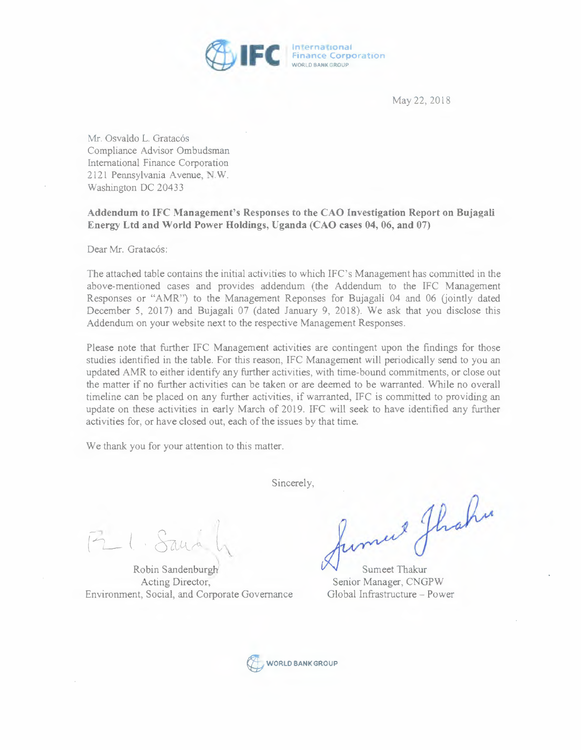International Finance Corporation
WORLD BANK GROUP

May 22, 2018

Mr. Osvaldo L. Gratacós
Compliance Advisor Ombudsman
International Finance Corporation
2121 Pennsylvania Avenue, N.W.
Washington DC 20433

**Addendum to IFC Management's Responses to the CAO Investigation Report on Bujagali Energy Ltd and World Power Holdings, Uganda (CAO cases 04, 06, and 07)**

Dear Mr. Gratacós:

The attached table contains the initial activities to which IFC's Management has committed in the above-mentioned cases and provides addendum (the Addendum to the IFC Management Responses or "AMR") to the Management Reponses for Bujagali 04 and 06 (jointly dated December 5, 2017) and Bujagali 07 (dated January 9, 2018). We ask that you disclose this Addendum on your website next to the respective Management Responses.

Please note that further IFC Management activities are contingent upon the findings for those studies identified in the table. For this reason, IFC Management will periodically send to you an updated AMR to either identify any further activities, with time-bound commitments, or close out the matter if no further activities can be taken or are deemed to be warranted. While no overall timeline can be placed on any further activities, if warranted, IFC is committed to providing an update on these activities in early March of 2019. IFC will seek to have identified any further activities for, or have closed out, each of the issues by that time.

We thank you for your attention to this matter.

Sincerely,

Robin Sandenburgh
Acting Director,
Environment, Social, and Corporate Governance

Sumeet Thakur
Senior Manager, CNGPW
Global Infrastructure – Power

WORLD BANK GROUP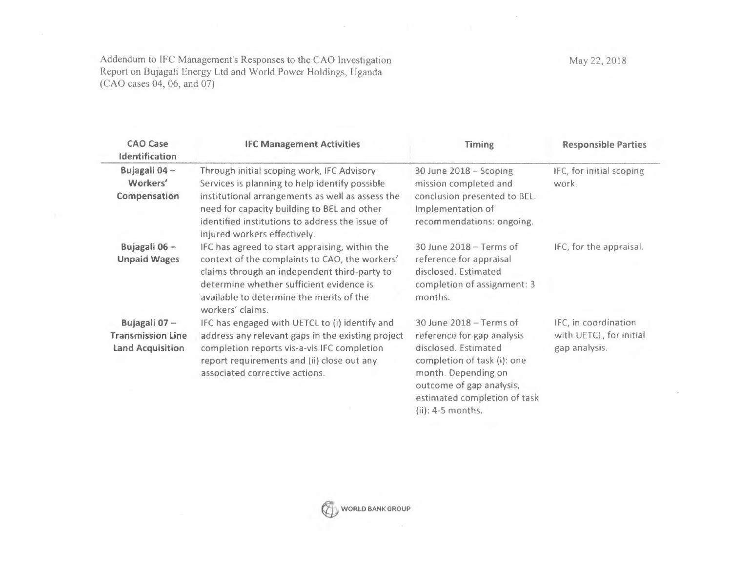Addendum to IFC Management's Responses to the CAO Investigation Report on Bujagali Energy Ltd and World Power Holdings, Uganda (CAO cases 04, 06, and 07)

May 22, 2018

| CAO Case Identification | IFC Management Activities | Timing | Responsible Parties |
|---|---|---|---|
| **Bujagali 04 – Workers' Compensation** | Through initial scoping work, IFC Advisory Services is planning to help identify possible institutional arrangements as well as assess the need for capacity building to BEL and other identified institutions to address the issue of injured workers effectively. | 30 June 2018 – Scoping mission completed and conclusion presented to BEL. Implementation of recommendations: ongoing. | IFC, for initial scoping work. |
| **Bujagali 06 – Unpaid Wages** | IFC has agreed to start appraising, within the context of the complaints to CAO, the workers' claims through an independent third-party to determine whether sufficient evidence is available to determine the merits of the workers' claims. | 30 June 2018 – Terms of reference for appraisal disclosed. Estimated completion of assignment: 3 months. | IFC, for the appraisal. |
| **Bujagali 07 – Transmission Line Land Acquisition** | IFC has engaged with UETCL to (i) identify and address any relevant gaps in the existing project completion reports vis-a-vis IFC completion report requirements and (ii) close out any associated corrective actions. | 30 June 2018 – Terms of reference for gap analysis disclosed. Estimated completion of task (i): one month. Depending on outcome of gap analysis, estimated completion of task (ii): 4-5 months. | IFC, in coordination with UETCL, for initial gap analysis. |

WORLD BANK GROUP